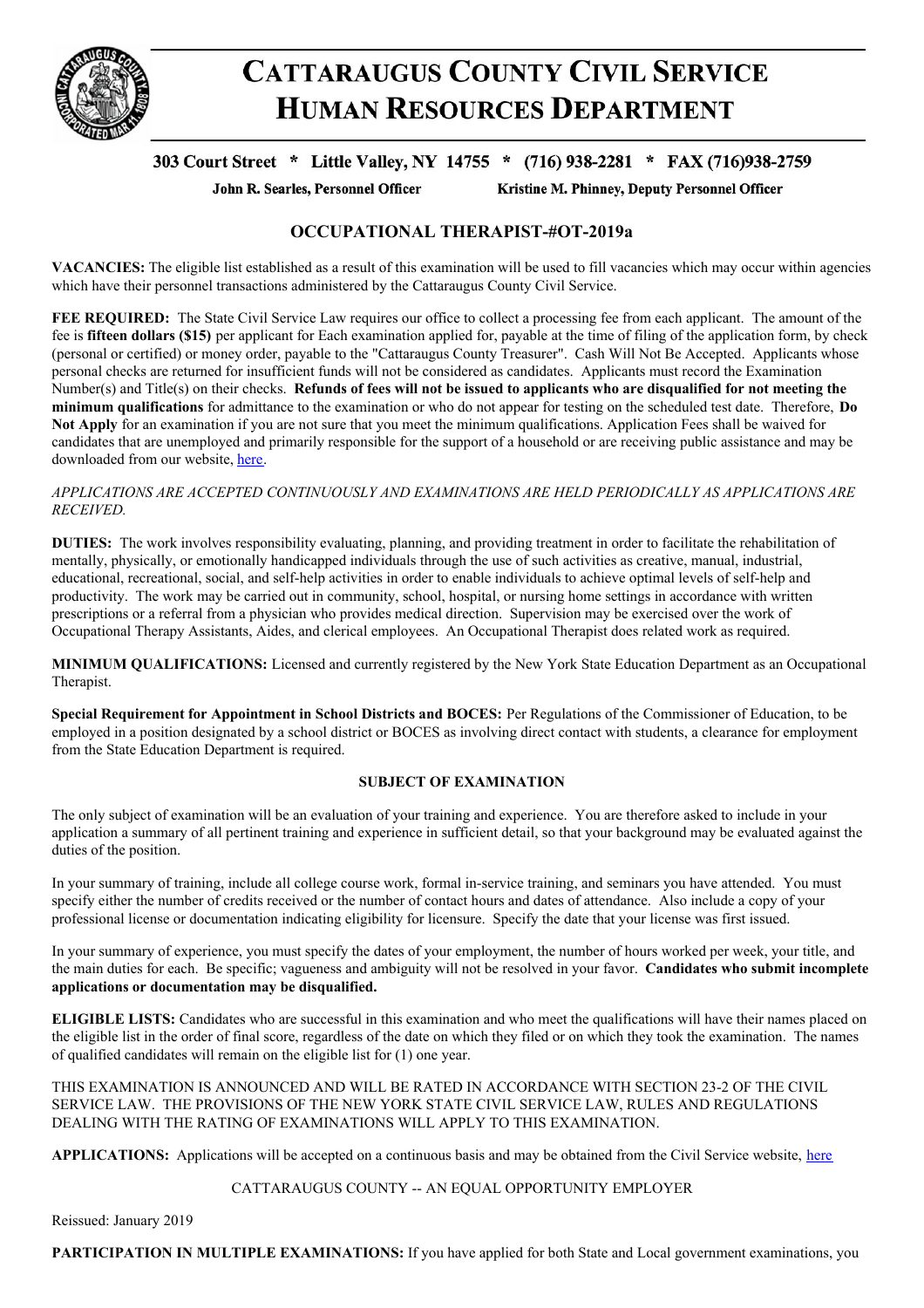# CATTARAUGUS COUNTY CIVIL SERVICE HUMAN RESOURCES DEPARTMENT

**303 Court Street * Little Valley, NY 14755 * (716) 938-2281 * FAX (716)938-2759**

**John R. Searles, Personnel Officer** **Kristine M. Phinney, Deputy Personnel Officer**

## OCCUPATIONAL THERAPIST-#OT-2019a

**VACANCIES:** The eligible list established as a result of this examination will be used to fill vacancies which may occur within agencies which have their personnel transactions administered by the Cattaraugus County Civil Service.

**FEE REQUIRED:** The State Civil Service Law requires our office to collect a processing fee from each applicant. The amount of the fee is **fifteen dollars ($15)** per applicant for Each examination applied for, payable at the time of filing of the application form, by check (personal or certified) or money order, payable to the "Cattaraugus County Treasurer". Cash Will Not Be Accepted. Applicants whose personal checks are returned for insufficient funds will not be considered as candidates. Applicants must record the Examination Number(s) and Title(s) on their checks. **Refunds of fees will not be issued to applicants who are disqualified for not meeting the minimum qualifications** for admittance to the examination or who do not appear for testing on the scheduled test date. Therefore, **Do Not Apply** for an examination if you are not sure that you meet the minimum qualifications. Application Fees shall be waived for candidates that are unemployed and primarily responsible for the support of a household or are receiving public assistance and may be downloaded from our website, here.

*APPLICATIONS ARE ACCEPTED CONTINUOUSLY AND EXAMINATIONS ARE HELD PERIODICALLY AS APPLICATIONS ARE RECEIVED.*

**DUTIES:** The work involves responsibility evaluating, planning, and providing treatment in order to facilitate the rehabilitation of mentally, physically, or emotionally handicapped individuals through the use of such activities as creative, manual, industrial, educational, recreational, social, and self-help activities in order to enable individuals to achieve optimal levels of self-help and productivity. The work may be carried out in community, school, hospital, or nursing home settings in accordance with written prescriptions or a referral from a physician who provides medical direction. Supervision may be exercised over the work of Occupational Therapy Assistants, Aides, and clerical employees. An Occupational Therapist does related work as required.

**MINIMUM QUALIFICATIONS:** Licensed and currently registered by the New York State Education Department as an Occupational Therapist.

**Special Requirement for Appointment in School Districts and BOCES:** Per Regulations of the Commissioner of Education, to be employed in a position designated by a school district or BOCES as involving direct contact with students, a clearance for employment from the State Education Department is required.

**SUBJECT OF EXAMINATION**

The only subject of examination will be an evaluation of your training and experience. You are therefore asked to include in your application a summary of all pertinent training and experience in sufficient detail, so that your background may be evaluated against the duties of the position.

In your summary of training, include all college course work, formal in-service training, and seminars you have attended. You must specify either the number of credits received or the number of contact hours and dates of attendance. Also include a copy of your professional license or documentation indicating eligibility for licensure. Specify the date that your license was first issued.

In your summary of experience, you must specify the dates of your employment, the number of hours worked per week, your title, and the main duties for each. Be specific; vagueness and ambiguity will not be resolved in your favor. **Candidates who submit incomplete applications or documentation may be disqualified.**

**ELIGIBLE LISTS:** Candidates who are successful in this examination and who meet the qualifications will have their names placed on the eligible list in the order of final score, regardless of the date on which they filed or on which they took the examination. The names of qualified candidates will remain on the eligible list for (1) one year.

THIS EXAMINATION IS ANNOUNCED AND WILL BE RATED IN ACCORDANCE WITH SECTION 23-2 OF THE CIVIL SERVICE LAW. THE PROVISIONS OF THE NEW YORK STATE CIVIL SERVICE LAW, RULES AND REGULATIONS DEALING WITH THE RATING OF EXAMINATIONS WILL APPLY TO THIS EXAMINATION.

**APPLICATIONS:** Applications will be accepted on a continuous basis and may be obtained from the Civil Service website, here

CATTARAUGUS COUNTY -- AN EQUAL OPPORTUNITY EMPLOYER

Reissued: January 2019

**PARTICIPATION IN MULTIPLE EXAMINATIONS:** If you have applied for both State and Local government examinations, you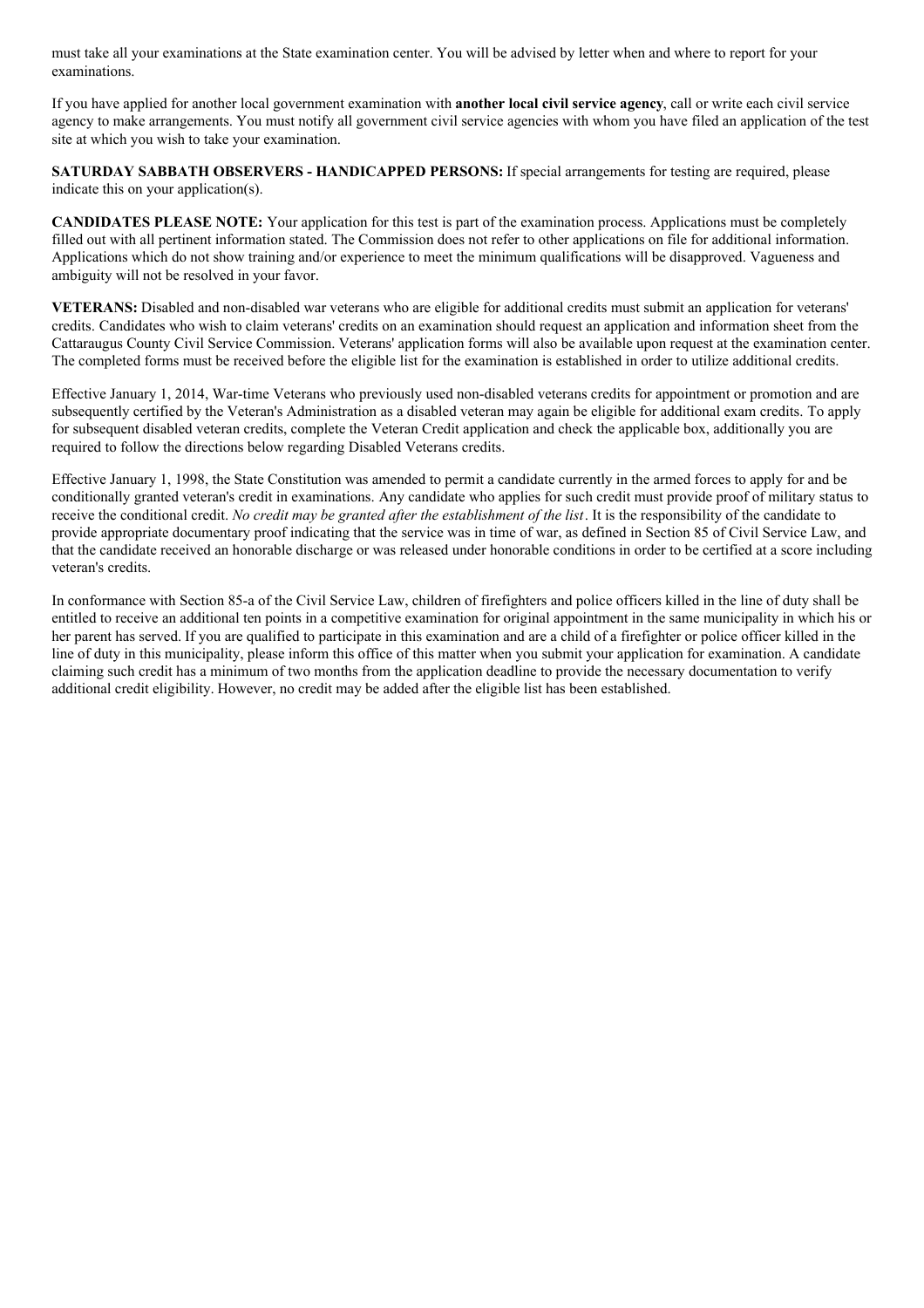must take all your examinations at the State examination center. You will be advised by letter when and where to report for your examinations.

If you have applied for another local government examination with **another local civil service agency**, call or write each civil service agency to make arrangements. You must notify all government civil service agencies with whom you have filed an application of the test site at which you wish to take your examination.

**SATURDAY SABBATH OBSERVERS - HANDICAPPED PERSONS:** If special arrangements for testing are required, please indicate this on your application(s).

**CANDIDATES PLEASE NOTE:** Your application for this test is part of the examination process. Applications must be completely filled out with all pertinent information stated. The Commission does not refer to other applications on file for additional information. Applications which do not show training and/or experience to meet the minimum qualifications will be disapproved. Vagueness and ambiguity will not be resolved in your favor.

**VETERANS:** Disabled and non-disabled war veterans who are eligible for additional credits must submit an application for veterans' credits. Candidates who wish to claim veterans' credits on an examination should request an application and information sheet from the Cattaraugus County Civil Service Commission. Veterans' application forms will also be available upon request at the examination center. The completed forms must be received before the eligible list for the examination is established in order to utilize additional credits.

Effective January 1, 2014, War-time Veterans who previously used non-disabled veterans credits for appointment or promotion and are subsequently certified by the Veteran's Administration as a disabled veteran may again be eligible for additional exam credits. To apply for subsequent disabled veteran credits, complete the Veteran Credit application and check the applicable box, additionally you are required to follow the directions below regarding Disabled Veterans credits.

Effective January 1, 1998, the State Constitution was amended to permit a candidate currently in the armed forces to apply for and be conditionally granted veteran's credit in examinations. Any candidate who applies for such credit must provide proof of military status to receive the conditional credit. *No credit may be granted after the establishment of the list*. It is the responsibility of the candidate to provide appropriate documentary proof indicating that the service was in time of war, as defined in Section 85 of Civil Service Law, and that the candidate received an honorable discharge or was released under honorable conditions in order to be certified at a score including veteran's credits.

In conformance with Section 85-a of the Civil Service Law, children of firefighters and police officers killed in the line of duty shall be entitled to receive an additional ten points in a competitive examination for original appointment in the same municipality in which his or her parent has served. If you are qualified to participate in this examination and are a child of a firefighter or police officer killed in the line of duty in this municipality, please inform this office of this matter when you submit your application for examination. A candidate claiming such credit has a minimum of two months from the application deadline to provide the necessary documentation to verify additional credit eligibility. However, no credit may be added after the eligible list has been established.